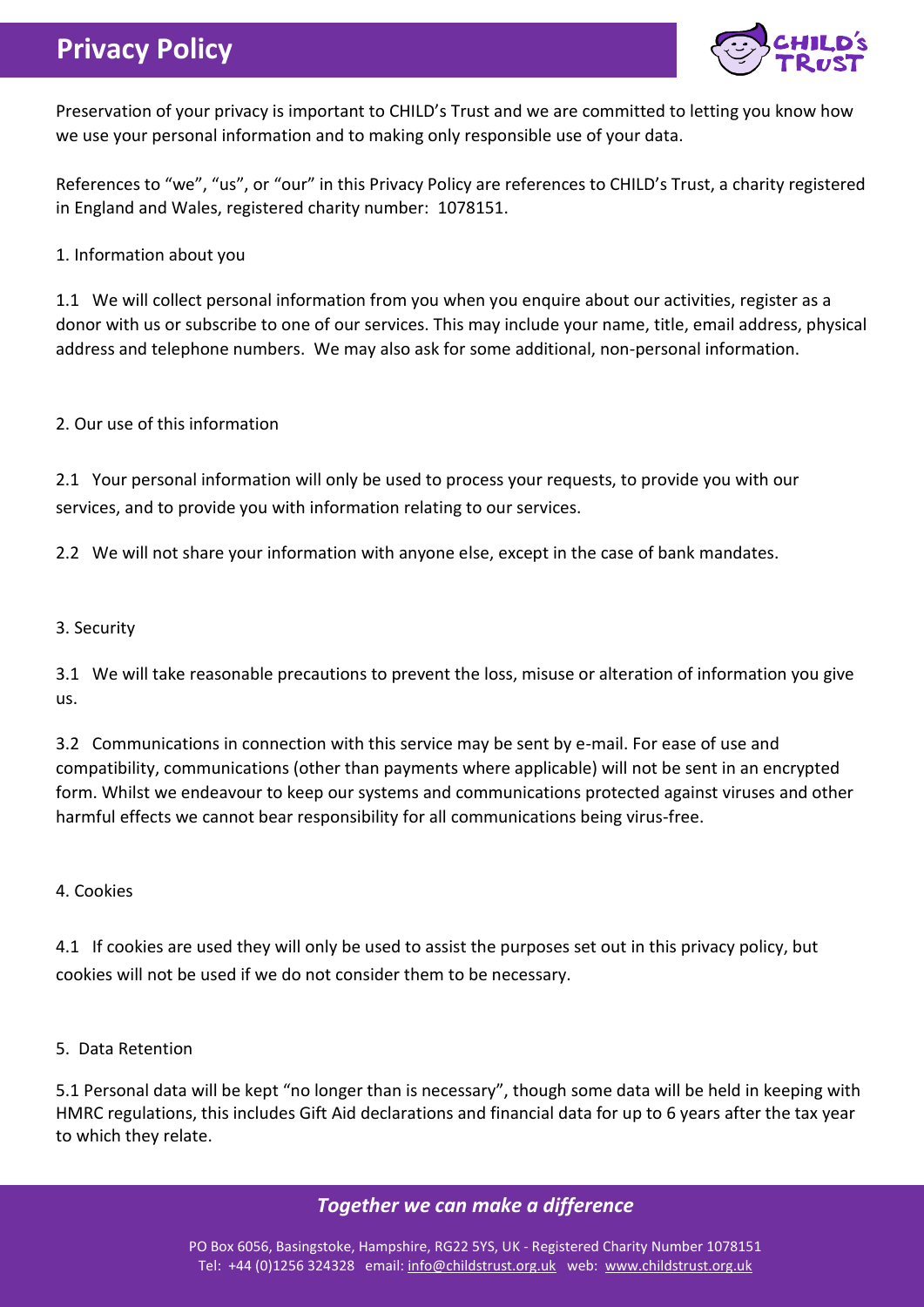# Privacy Policy

Preservation of your privacy is important to CHILD's Trust and we are committed to letting you know how we use your personal information and to making only responsible use of your data.

References to "we", "us", or "our" in this Privacy Policy are references to CHILD's Trust, a charity registered in England and Wales, registered charity number: 1078151.

## 1. Information about you

1.1 We will collect personal information from you when you enquire about our activities, register as a donor with us or subscribe to one of our services. This may include your name, title, email address, physical address and telephone numbers. We may also ask for some additional, non-personal information.

## 2. Our use of this information

2.1 Your personal information will only be used to process your requests, to provide you with our services, and to provide you with information relating to our services.

2.2 We will not share your information with anyone else, except in the case of bank mandates.

## 3. Security

3.1 We will take reasonable precautions to prevent the loss, misuse or alteration of information you give us.

3.2 Communications in connection with this service may be sent by e-mail. For ease of use and compatibility, communications (other than payments where applicable) will not be sent in an encrypted form. Whilst we endeavour to keep our systems and communications protected against viruses and other harmful effects we cannot bear responsibility for all communications being virus-free.

## 4. Cookies

4.1 If cookies are used they will only be used to assist the purposes set out in this privacy policy, but cookies will not be used if we do not consider them to be necessary.

## 5. Data Retention

5.1 Personal data will be kept "no longer than is necessary", though some data will be held in keeping with HMRC regulations, this includes Gift Aid declarations and financial data for up to 6 years after the tax year to which they relate.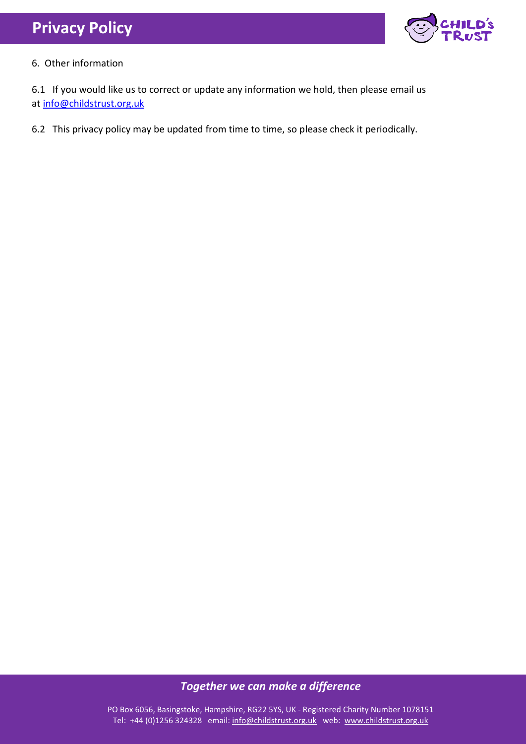6. Other information

6.1 If you would like us to correct or update any information we hold, then please email us at info@childstrust.org.uk

6.2 This privacy policy may be updated from time to time, so please check it periodically.